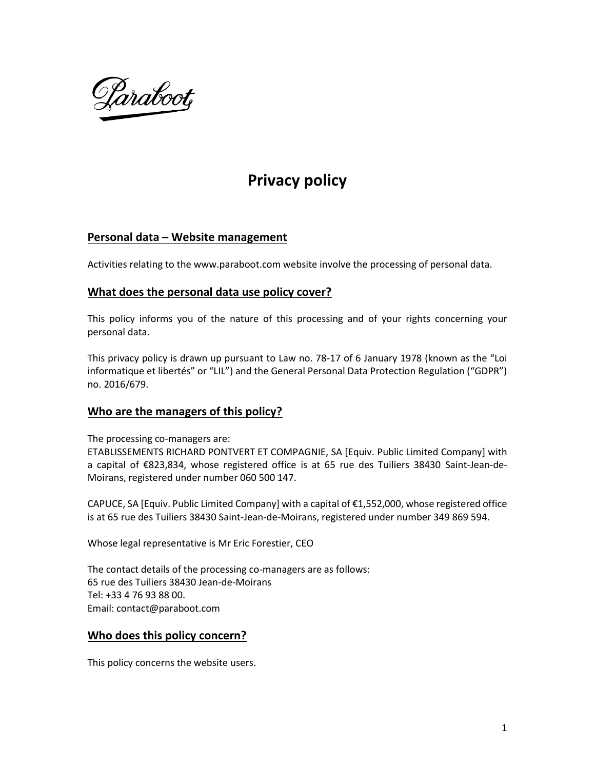Paraboot

# Privacy policy

## Personal data – Website management

Activities relating to the www.paraboot.com website involve the processing of personal data.

## What does the personal data use policy cover?

This policy informs you of the nature of this processing and of your rights concerning your personal data.

This privacy policy is drawn up pursuant to Law no. 78-17 of 6 January 1978 (known as the “Loi informatique et libertés” or “LIL”) and the General Personal Data Protection Regulation (“GDPR”) no. 2016/679.

## Who are the managers of this policy?

The processing co-managers are:
ETABLISSEMENTS RICHARD PONTVERT ET COMPAGNIE, SA [Equiv. Public Limited Company] with a capital of €823,834, whose registered office is at 65 rue des Tuiliers 38430 Saint-Jean-de-Moirans, registered under number 060 500 147.

CAPUCE, SA [Equiv. Public Limited Company] with a capital of €1,552,000, whose registered office is at 65 rue des Tuiliers 38430 Saint-Jean-de-Moirans, registered under number 349 869 594.

Whose legal representative is Mr Eric Forestier, CEO

The contact details of the processing co-managers are as follows:
65 rue des Tuiliers 38430 Jean-de-Moirans
Tel: +33 4 76 93 88 00.
Email: contact@paraboot.com

## Who does this policy concern?

This policy concerns the website users.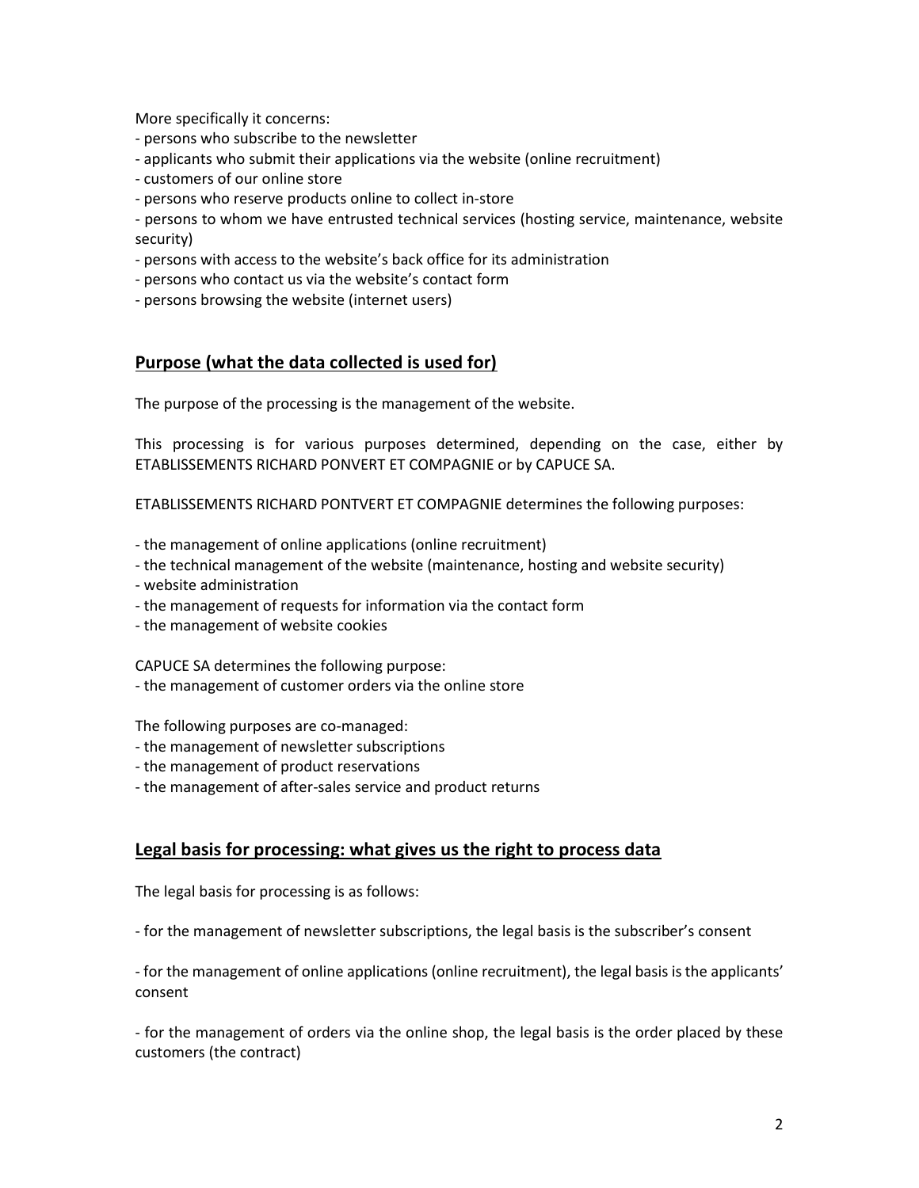More specifically it concerns:

- persons who subscribe to the newsletter
- applicants who submit their applications via the website (online recruitment)
- customers of our online store
- persons who reserve products online to collect in-store
- persons to whom we have entrusted technical services (hosting service, maintenance, website security)
- persons with access to the website's back office for its administration
- persons who contact us via the website's contact form
- persons browsing the website (internet users)

## Purpose (what the data collected is used for)

The purpose of the processing is the management of the website.

This processing is for various purposes determined, depending on the case, either by ETABLISSEMENTS RICHARD PONVERT ET COMPAGNIE or by CAPUCE SA.

ETABLISSEMENTS RICHARD PONTVERT ET COMPAGNIE determines the following purposes:

- the management of online applications (online recruitment)
- the technical management of the website (maintenance, hosting and website security)
- website administration
- the management of requests for information via the contact form
- the management of website cookies

CAPUCE SA determines the following purpose:

- the management of customer orders via the online store

The following purposes are co-managed:

- the management of newsletter subscriptions
- the management of product reservations
- the management of after-sales service and product returns

## Legal basis for processing: what gives us the right to process data

The legal basis for processing is as follows:

- for the management of newsletter subscriptions, the legal basis is the subscriber's consent

- for the management of online applications (online recruitment), the legal basis is the applicants' consent

- for the management of orders via the online shop, the legal basis is the order placed by these customers (the contract)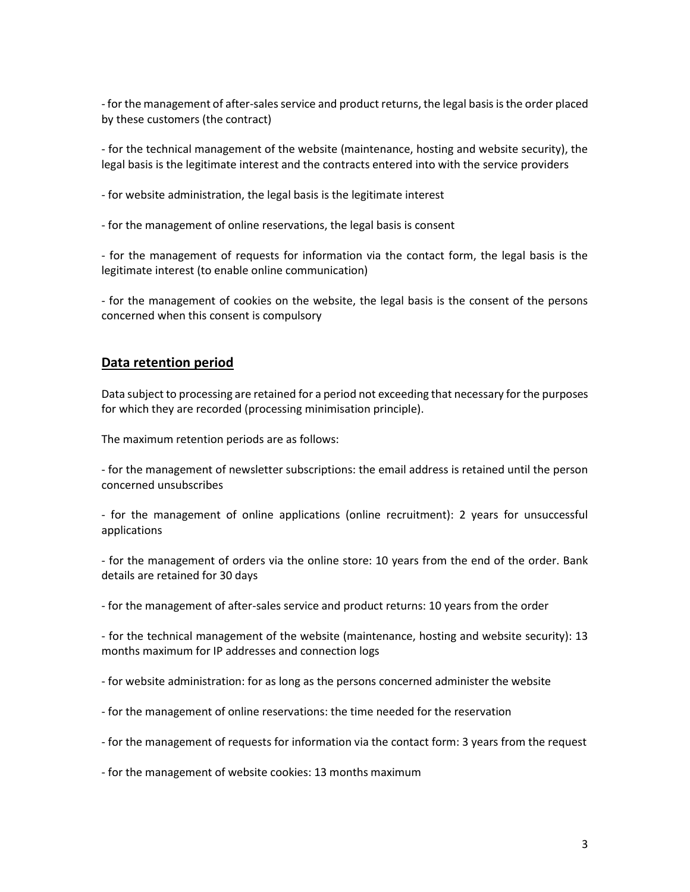- for the management of after-sales service and product returns, the legal basis is the order placed by these customers (the contract)

- for the technical management of the website (maintenance, hosting and website security), the legal basis is the legitimate interest and the contracts entered into with the service providers

- for website administration, the legal basis is the legitimate interest

- for the management of online reservations, the legal basis is consent

- for the management of requests for information via the contact form, the legal basis is the legitimate interest (to enable online communication)

- for the management of cookies on the website, the legal basis is the consent of the persons concerned when this consent is compulsory

## Data retention period

Data subject to processing are retained for a period not exceeding that necessary for the purposes for which they are recorded (processing minimisation principle).

The maximum retention periods are as follows:

- for the management of newsletter subscriptions: the email address is retained until the person concerned unsubscribes

- for the management of online applications (online recruitment): 2 years for unsuccessful applications

- for the management of orders via the online store: 10 years from the end of the order. Bank details are retained for 30 days

- for the management of after-sales service and product returns: 10 years from the order

- for the technical management of the website (maintenance, hosting and website security): 13 months maximum for IP addresses and connection logs

- for website administration: for as long as the persons concerned administer the website

- for the management of online reservations: the time needed for the reservation

- for the management of requests for information via the contact form: 3 years from the request

- for the management of website cookies: 13 months maximum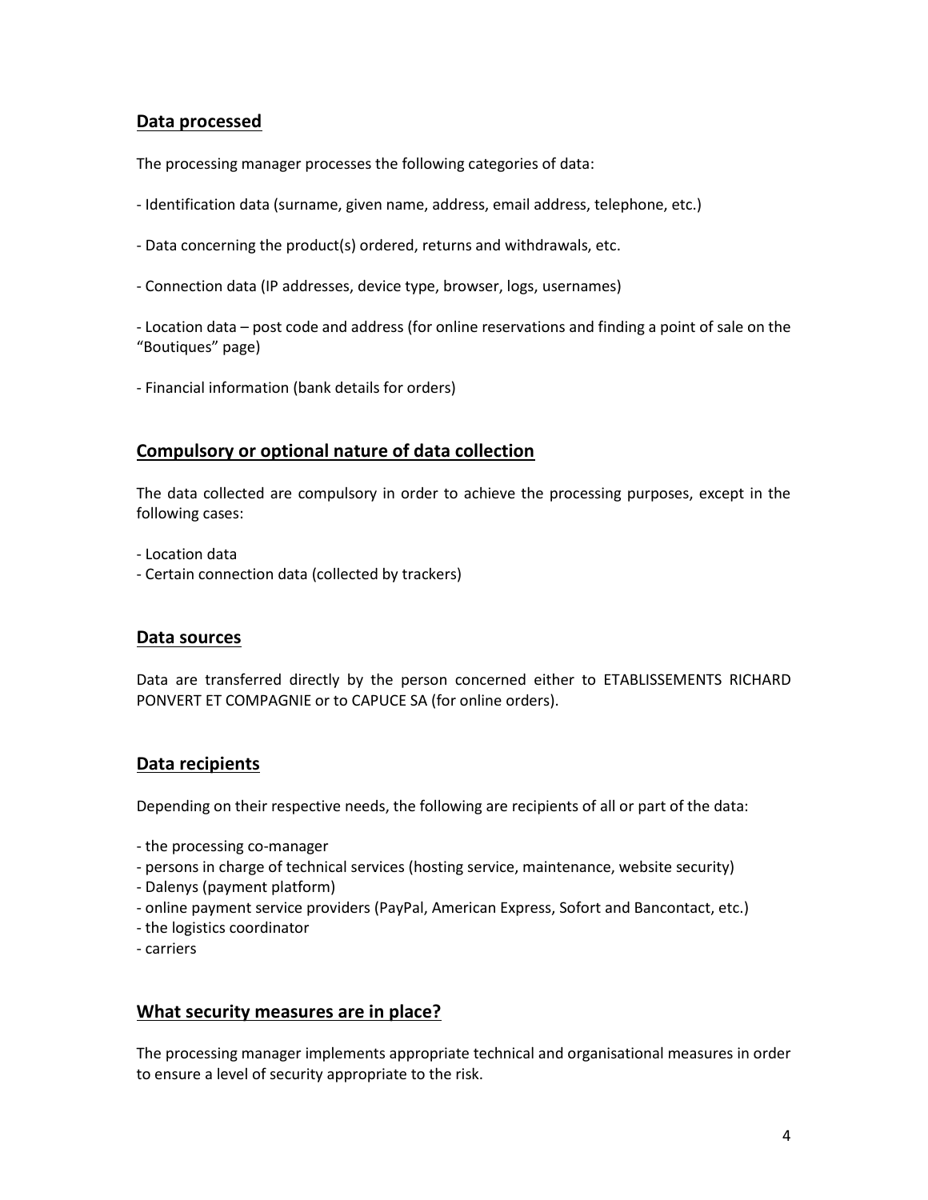## Data processed

The processing manager processes the following categories of data:

- Identification data (surname, given name, address, email address, telephone, etc.)

- Data concerning the product(s) ordered, returns and withdrawals, etc.

- Connection data (IP addresses, device type, browser, logs, usernames)

- Location data – post code and address (for online reservations and finding a point of sale on the "Boutiques" page)

- Financial information (bank details for orders)

## Compulsory or optional nature of data collection

The data collected are compulsory in order to achieve the processing purposes, except in the following cases:

- Location data
- Certain connection data (collected by trackers)

## Data sources

Data are transferred directly by the person concerned either to ETABLISSEMENTS RICHARD PONVERT ET COMPAGNIE or to CAPUCE SA (for online orders).

## Data recipients

Depending on their respective needs, the following are recipients of all or part of the data:

- the processing co-manager
- persons in charge of technical services (hosting service, maintenance, website security)
- Dalenys (payment platform)
- online payment service providers (PayPal, American Express, Sofort and Bancontact, etc.)
- the logistics coordinator
- carriers

## What security measures are in place?

The processing manager implements appropriate technical and organisational measures in order to ensure a level of security appropriate to the risk.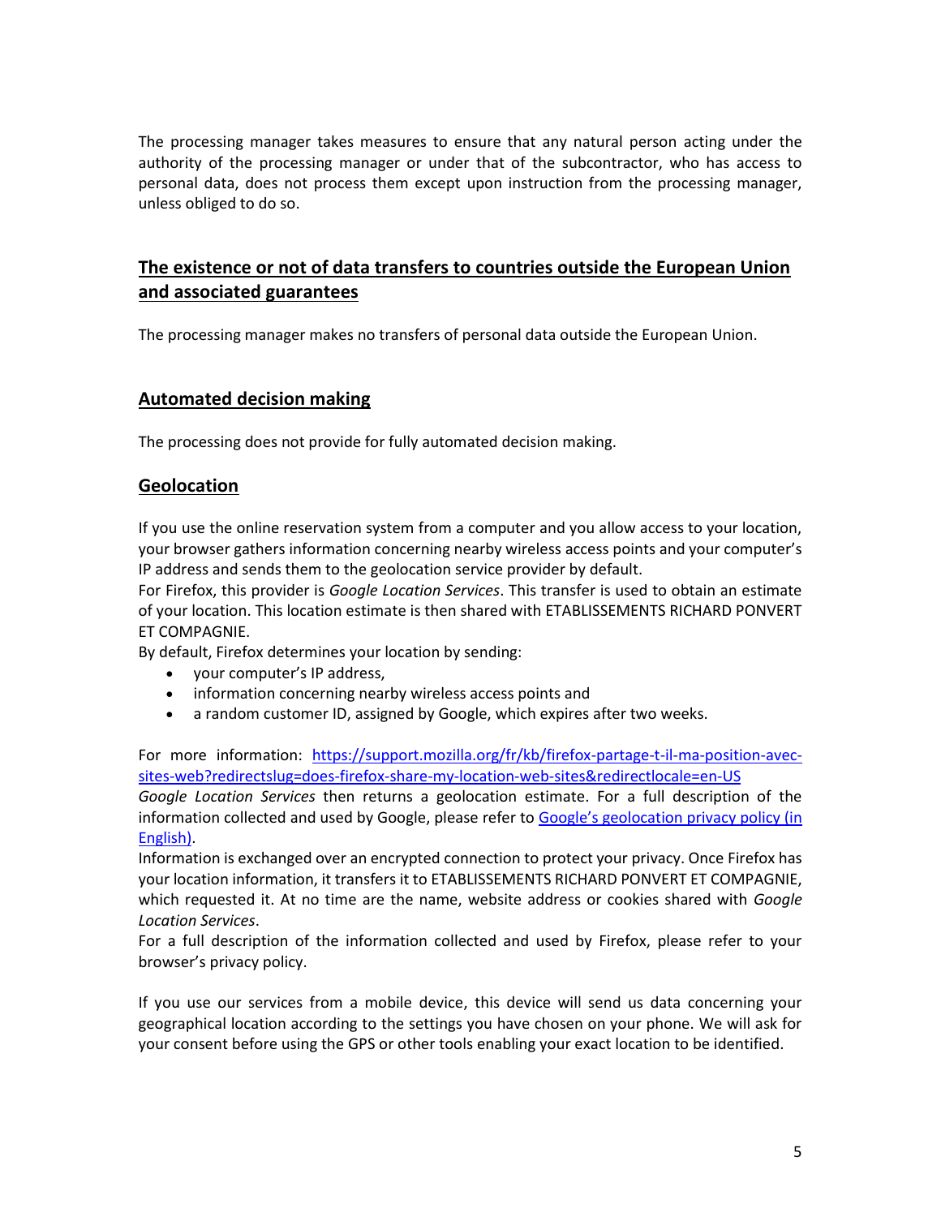The processing manager takes measures to ensure that any natural person acting under the authority of the processing manager or under that of the subcontractor, who has access to personal data, does not process them except upon instruction from the processing manager, unless obliged to do so.

## The existence or not of data transfers to countries outside the European Union and associated guarantees

The processing manager makes no transfers of personal data outside the European Union.

## Automated decision making

The processing does not provide for fully automated decision making.

## Geolocation

If you use the online reservation system from a computer and you allow access to your location, your browser gathers information concerning nearby wireless access points and your computer's IP address and sends them to the geolocation service provider by default.
For Firefox, this provider is *Google Location Services*. This transfer is used to obtain an estimate of your location. This location estimate is then shared with ETABLISSEMENTS RICHARD PONVERT ET COMPAGNIE.
By default, Firefox determines your location by sending:

- your computer's IP address,
- information concerning nearby wireless access points and
- a random customer ID, assigned by Google, which expires after two weeks.

For more information: [https://support.mozilla.org/fr/kb/firefox-partage-t-il-ma-position-avec-sites-web?redirectslug=does-firefox-share-my-location-web-sites&redirectlocale=en-US](https://support.mozilla.org/fr/kb/firefox-partage-t-il-ma-position-avec-sites-web?redirectslug=does-firefox-share-my-location-web-sites&redirectlocale=en-US)
*Google Location Services* then returns a geolocation estimate. For a full description of the information collected and used by Google, please refer to Google's geolocation privacy policy (in English).
Information is exchanged over an encrypted connection to protect your privacy. Once Firefox has your location information, it transfers it to ETABLISSEMENTS RICHARD PONVERT ET COMPAGNIE, which requested it. At no time are the name, website address or cookies shared with *Google Location Services*.
For a full description of the information collected and used by Firefox, please refer to your browser's privacy policy.

If you use our services from a mobile device, this device will send us data concerning your geographical location according to the settings you have chosen on your phone. We will ask for your consent before using the GPS or other tools enabling your exact location to be identified.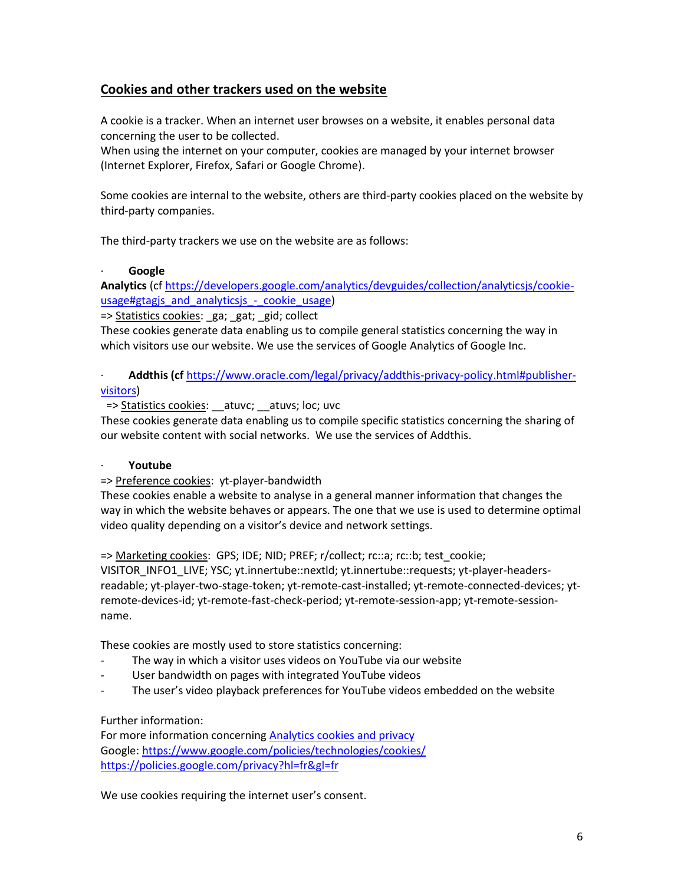## Cookies and other trackers used on the website

A cookie is a tracker. When an internet user browses on a website, it enables personal data concerning the user to be collected.
When using the internet on your computer, cookies are managed by your internet browser (Internet Explorer, Firefox, Safari or Google Chrome).

Some cookies are internal to the website, others are third-party cookies placed on the website by third-party companies.

The third-party trackers we use on the website are as follows:

- **Google Analytics** (cf [https://developers.google.com/analytics/devguides/collection/analyticsjs/cookie-usage#gtagjs_and_analyticsjs_-_cookie_usage](https://developers.google.com/analytics/devguides/collection/analyticsjs/cookie-usage#gtagjs_and_analyticsjs_-_cookie_usage))

=> Statistics cookies: _ga; _gat; _gid; collect
These cookies generate data enabling us to compile general statistics concerning the way in which visitors use our website. We use the services of Google Analytics of Google Inc.

- **Addthis (cf** [https://www.oracle.com/legal/privacy/addthis-privacy-policy.html#publisher-visitors](https://www.oracle.com/legal/privacy/addthis-privacy-policy.html#publisher-visitors))

=> Statistics cookies: __atuvc; __atuvs; loc; uvc
These cookies generate data enabling us to compile specific statistics concerning the sharing of our website content with social networks. We use the services of Addthis.

- **Youtube**

=> Preference cookies: yt-player-bandwidth
These cookies enable a website to analyse in a general manner information that changes the way in which the website behaves or appears. The one that we use is used to determine optimal video quality depending on a visitor's device and network settings.

=> Marketing cookies: GPS; IDE; NID; PREF; r/collect; rc::a; rc::b; test_cookie; VISITOR_INFO1_LIVE; YSC; yt.innertube::nextld; yt.innertube::requests; yt-player-headers-readable; yt-player-two-stage-token; yt-remote-cast-installed; yt-remote-connected-devices; yt-remote-devices-id; yt-remote-fast-check-period; yt-remote-session-app; yt-remote-session-name.

These cookies are mostly used to store statistics concerning:

- The way in which a visitor uses videos on YouTube via our website
- User bandwidth on pages with integrated YouTube videos
- The user's video playback preferences for YouTube videos embedded on the website

Further information:
For more information concerning Analytics cookies and privacy
Google: [https://www.google.com/policies/technologies/cookies/](https://www.google.com/policies/technologies/cookies/)
[https://policies.google.com/privacy?hl=fr&gl=fr](https://policies.google.com/privacy?hl=fr&gl=fr)

We use cookies requiring the internet user's consent.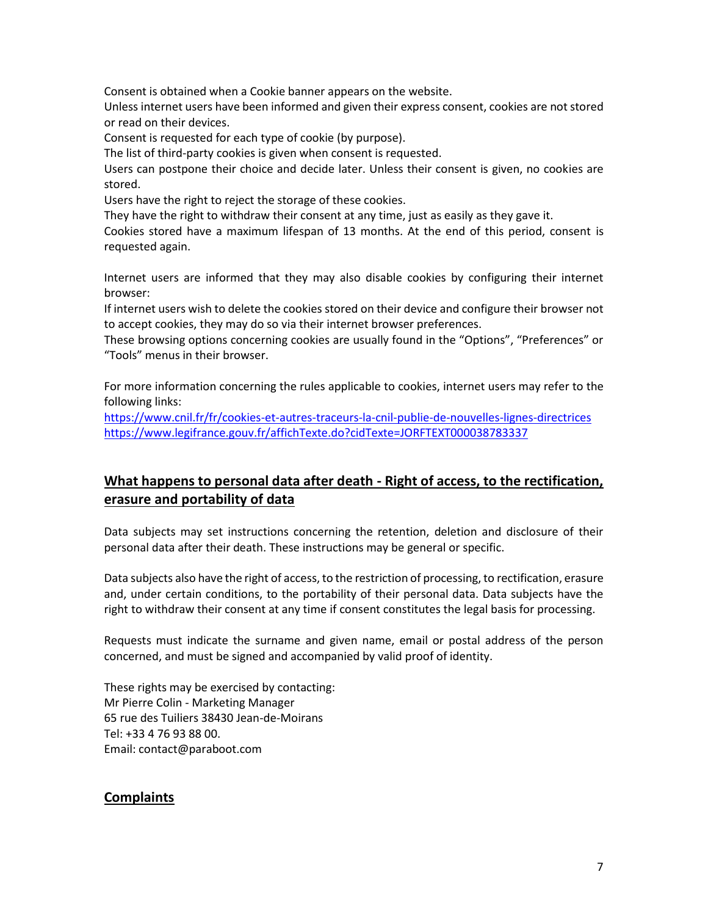Consent is obtained when a Cookie banner appears on the website.
Unless internet users have been informed and given their express consent, cookies are not stored or read on their devices.
Consent is requested for each type of cookie (by purpose).
The list of third-party cookies is given when consent is requested.
Users can postpone their choice and decide later. Unless their consent is given, no cookies are stored.
Users have the right to reject the storage of these cookies.
They have the right to withdraw their consent at any time, just as easily as they gave it.
Cookies stored have a maximum lifespan of 13 months. At the end of this period, consent is requested again.

Internet users are informed that they may also disable cookies by configuring their internet browser:
If internet users wish to delete the cookies stored on their device and configure their browser not to accept cookies, they may do so via their internet browser preferences.
These browsing options concerning cookies are usually found in the “Options”, “Preferences” or “Tools” menus in their browser.

For more information concerning the rules applicable to cookies, internet users may refer to the following links:
https://www.cnil.fr/fr/cookies-et-autres-traceurs-la-cnil-publie-de-nouvelles-lignes-directrices
https://www.legifrance.gouv.fr/affichTexte.do?cidTexte=JORFTEXT000038783337

## What happens to personal data after death - Right of access, to the rectification, erasure and portability of data

Data subjects may set instructions concerning the retention, deletion and disclosure of their personal data after their death. These instructions may be general or specific.

Data subjects also have the right of access, to the restriction of processing, to rectification, erasure and, under certain conditions, to the portability of their personal data. Data subjects have the right to withdraw their consent at any time if consent constitutes the legal basis for processing.

Requests must indicate the surname and given name, email or postal address of the person concerned, and must be signed and accompanied by valid proof of identity.

These rights may be exercised by contacting:
Mr Pierre Colin - Marketing Manager
65 rue des Tuiliers 38430 Jean-de-Moirans
Tel: +33 4 76 93 88 00.
Email: contact@paraboot.com

## Complaints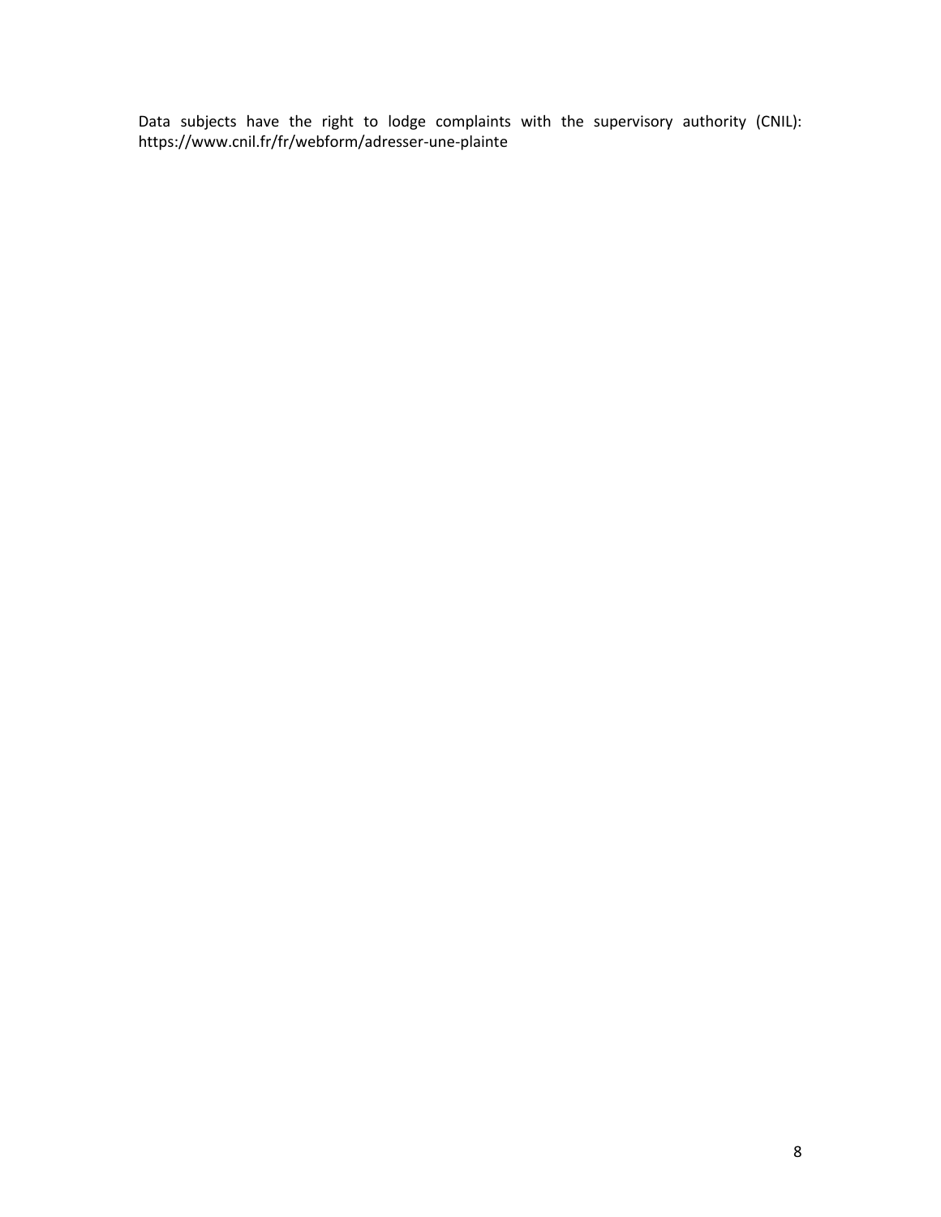Data subjects have the right to lodge complaints with the supervisory authority (CNIL): https://www.cnil.fr/fr/webform/adresser-une-plainte